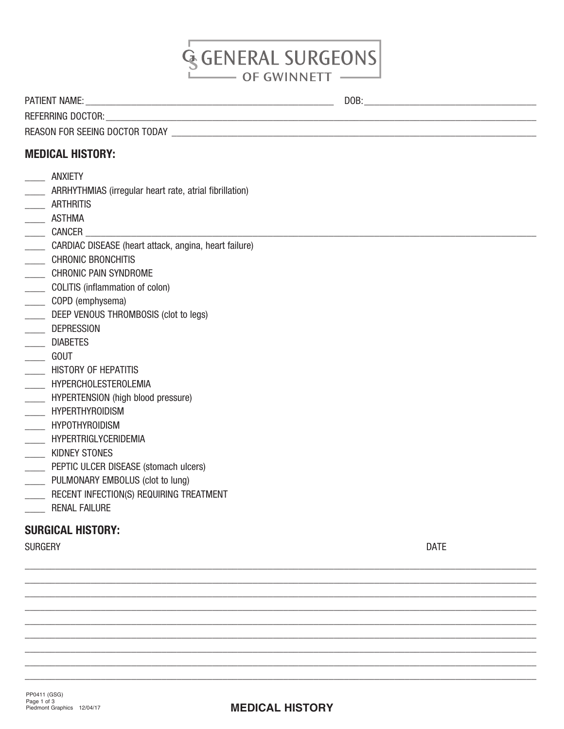# GENERAL SURGEONS OF GWINNETT

PATIENT NAME: ____________________________________________ DOB: ______________________________

REFERRING DOCTOR: ________________________________________________________________________

REASON FOR SEEING DOCTOR TODAY ____________________________________________________________

## MEDICAL HISTORY:

____ ANXIETY
____ ARRHYTHMIAS (irregular heart rate, atrial fibrillation)
____ ARTHRITIS
____ ASTHMA
____ CANCER ____________________________________________________________________________
____ CARDIAC DISEASE (heart attack, angina, heart failure)
____ CHRONIC BRONCHITIS
____ CHRONIC PAIN SYNDROME
____ COLITIS (inflammation of colon)
____ COPD (emphysema)
____ DEEP VENOUS THROMBOSIS (clot to legs)
____ DEPRESSION
____ DIABETES
____ GOUT
____ HISTORY OF HEPATITIS
____ HYPERCHOLESTEROLEMIA
____ HYPERTENSION (high blood pressure)
____ HYPERTHYROIDISM
____ HYPOTHYROIDISM
____ HYPERTRIGLYCERIDEMIA
____ KIDNEY STONES
____ PEPTIC ULCER DISEASE (stomach ulcers)
____ PULMONARY EMBOLUS (clot to lung)
____ RECENT INFECTION(S) REQUIRING TREATMENT
____ RENAL FAILURE

## SURGICAL HISTORY:

| SURGERY | DATE |
|---|---|
| | |
| | |
| | |
| | |
| | |
| | |
| | |
| | |
| | |

PP0411 (GSG)
Piedmont Graphics 12/04/17

**MEDICAL HISTORY**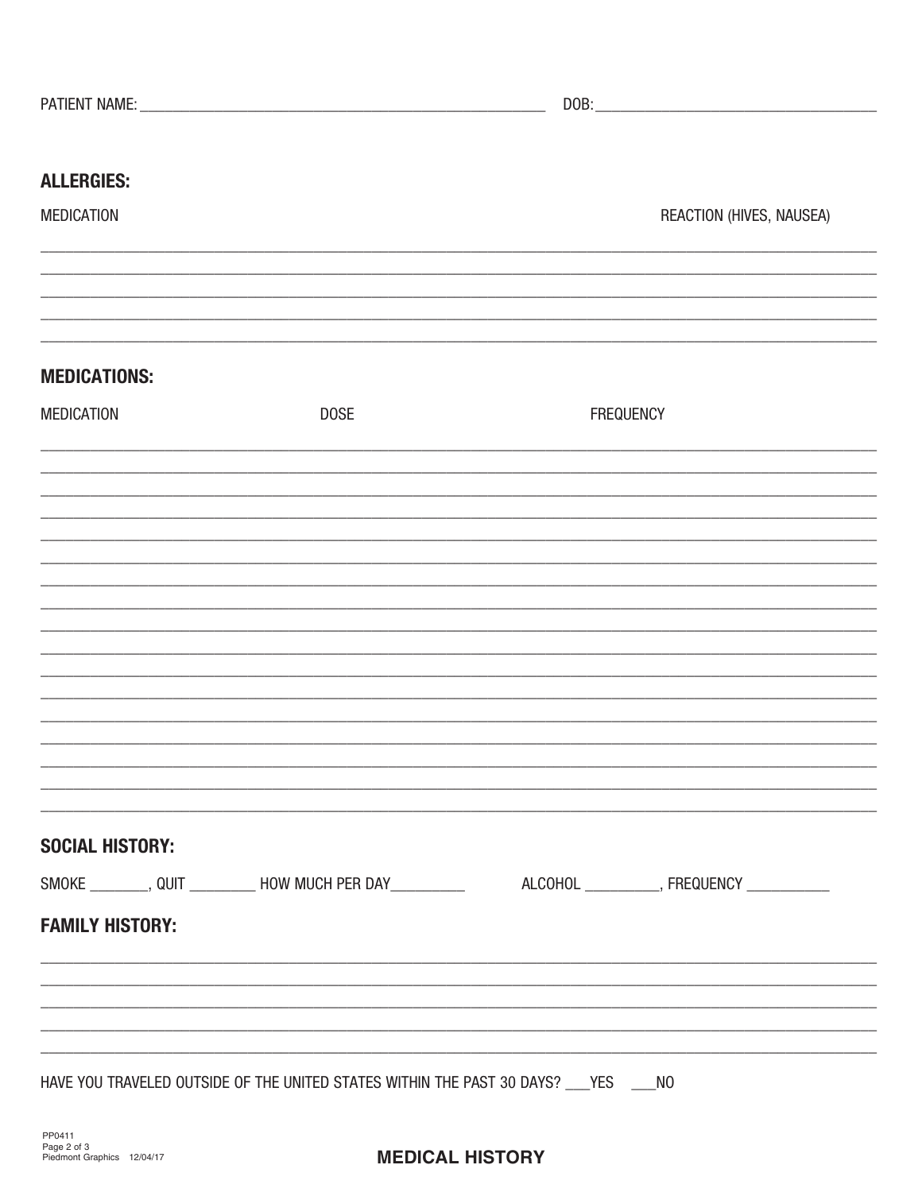PATIENT NAME: ______________________________ DOB: ______________________________

## ALLERGIES:

| MEDICATION | REACTION (HIVES, NAUSEA) |
| --- | --- |
| | |
| | |
| | |
| | |
| | |

## MEDICATIONS:

| MEDICATION | DOSE | FREQUENCY |
| --- | --- | --- |
| | | |
| | | |
| | | |
| | | |
| | | |
| | | |
| | | |
| | | |
| | | |
| | | |
| | | |
| | | |
| | | |
| | | |
| | | |
| | | |
| | | |

## SOCIAL HISTORY:

SMOKE ________, QUIT _________ HOW MUCH PER DAY__________ ALCOHOL __________, FREQUENCY ___________

## FAMILY HISTORY:

______________________________________________________________________

______________________________________________________________________

______________________________________________________________________

______________________________________________________________________

______________________________________________________________________

HAVE YOU TRAVELED OUTSIDE OF THE UNITED STATES WITHIN THE PAST 30 DAYS? ___YES ___NO

PP0411
Piedmont Graphics 12/04/17

**MEDICAL HISTORY**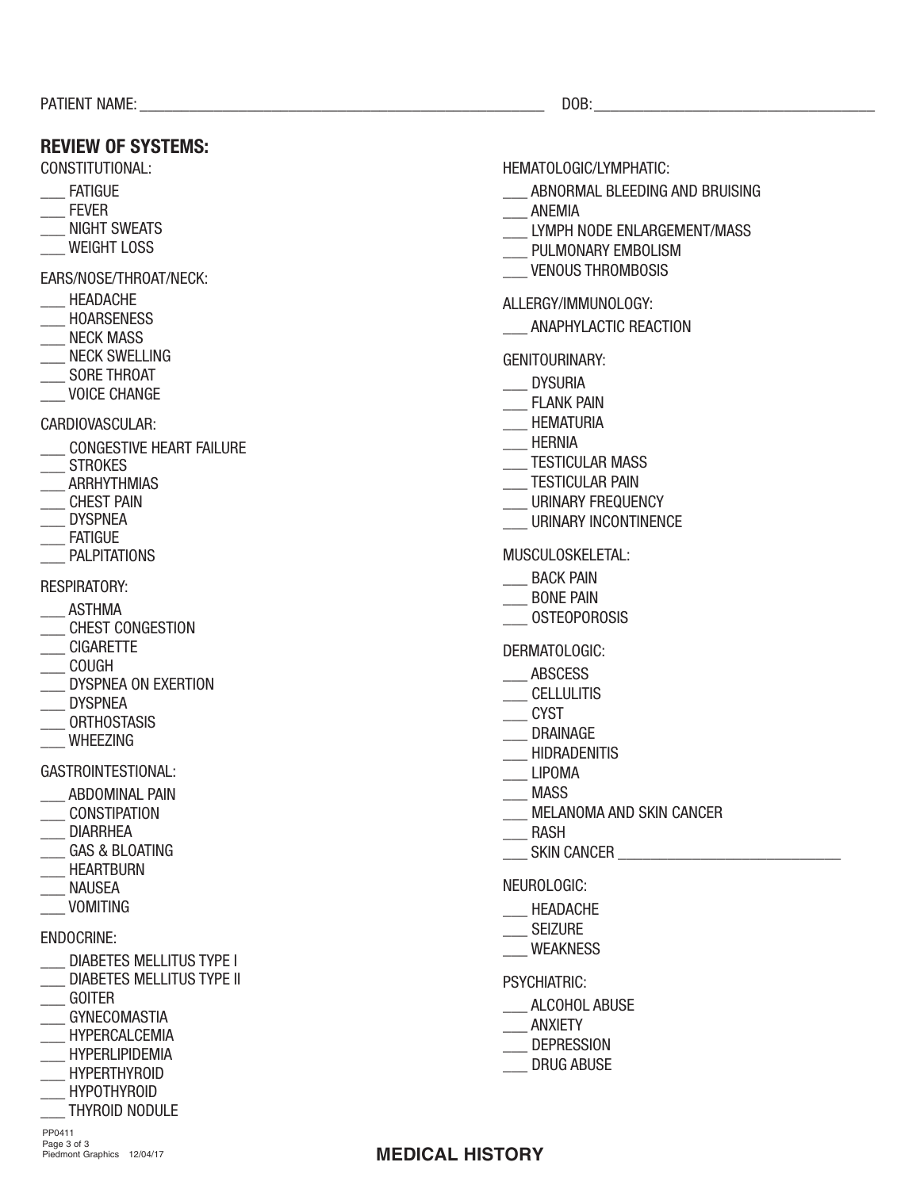PATIENT NAME: ______________________________________________ DOB: ________________________________

## REVIEW OF SYSTEMS:

CONSTITUTIONAL:

___ FATIGUE
___ FEVER
___ NIGHT SWEATS
___ WEIGHT LOSS

EARS/NOSE/THROAT/NECK:

___ HEADACHE
___ HOARSENESS
___ NECK MASS
___ NECK SWELLING
___ SORE THROAT
___ VOICE CHANGE

CARDIOVASCULAR:

___ CONGESTIVE HEART FAILURE
___ STROKES
___ ARRHYTHMIAS
___ CHEST PAIN
___ DYSPNEA
___ FATIGUE
___ PALPITATIONS

RESPIRATORY:

___ ASTHMA
___ CHEST CONGESTION
___ CIGARETTE
___ COUGH
___ DYSPNEA ON EXERTION
___ DYSPNEA
___ ORTHOSTASIS
___ WHEEZING

GASTROINTESTIONAL:

___ ABDOMINAL PAIN
___ CONSTIPATION
___ DIARRHEA
___ GAS & BLOATING
___ HEARTBURN
___ NAUSEA
___ VOMITING

ENDOCRINE:

___ DIABETES MELLITUS TYPE I
___ DIABETES MELLITUS TYPE II
___ GOITER
___ GYNECOMASTIA
___ HYPERCALCEMIA
___ HYPERLIPIDEMIA
___ HYPERTHYROID
___ HYPOTHYROID
___ THYROID NODULE

HEMATOLOGIC/LYMPHATIC:

___ ABNORMAL BLEEDING AND BRUISING
___ ANEMIA
___ LYMPH NODE ENLARGEMENT/MASS
___ PULMONARY EMBOLISM
___ VENOUS THROMBOSIS

ALLERGY/IMMUNOLOGY:

___ ANAPHYLACTIC REACTION

GENITOURINARY:

___ DYSURIA
___ FLANK PAIN
___ HEMATURIA
___ HERNIA
___ TESTICULAR MASS
___ TESTICULAR PAIN
___ URINARY FREQUENCY
___ URINARY INCONTINENCE

MUSCULOSKELETAL:

___ BACK PAIN
___ BONE PAIN
___ OSTEOPOROSIS

DERMATOLOGIC:

___ ABSCESS
___ CELLULITIS
___ CYST
___ DRAINAGE
___ HIDRADENITIS
___ LIPOMA
___ MASS
___ MELANOMA AND SKIN CANCER
___ RASH
___ SKIN CANCER ____________________________

NEUROLOGIC:

___ HEADACHE
___ SEIZURE
___ WEAKNESS

PSYCHIATRIC:

___ ALCOHOL ABUSE
___ ANXIETY
___ DEPRESSION
___ DRUG ABUSE

PP0411
Piedmont Graphics 12/04/17

**MEDICAL HISTORY**